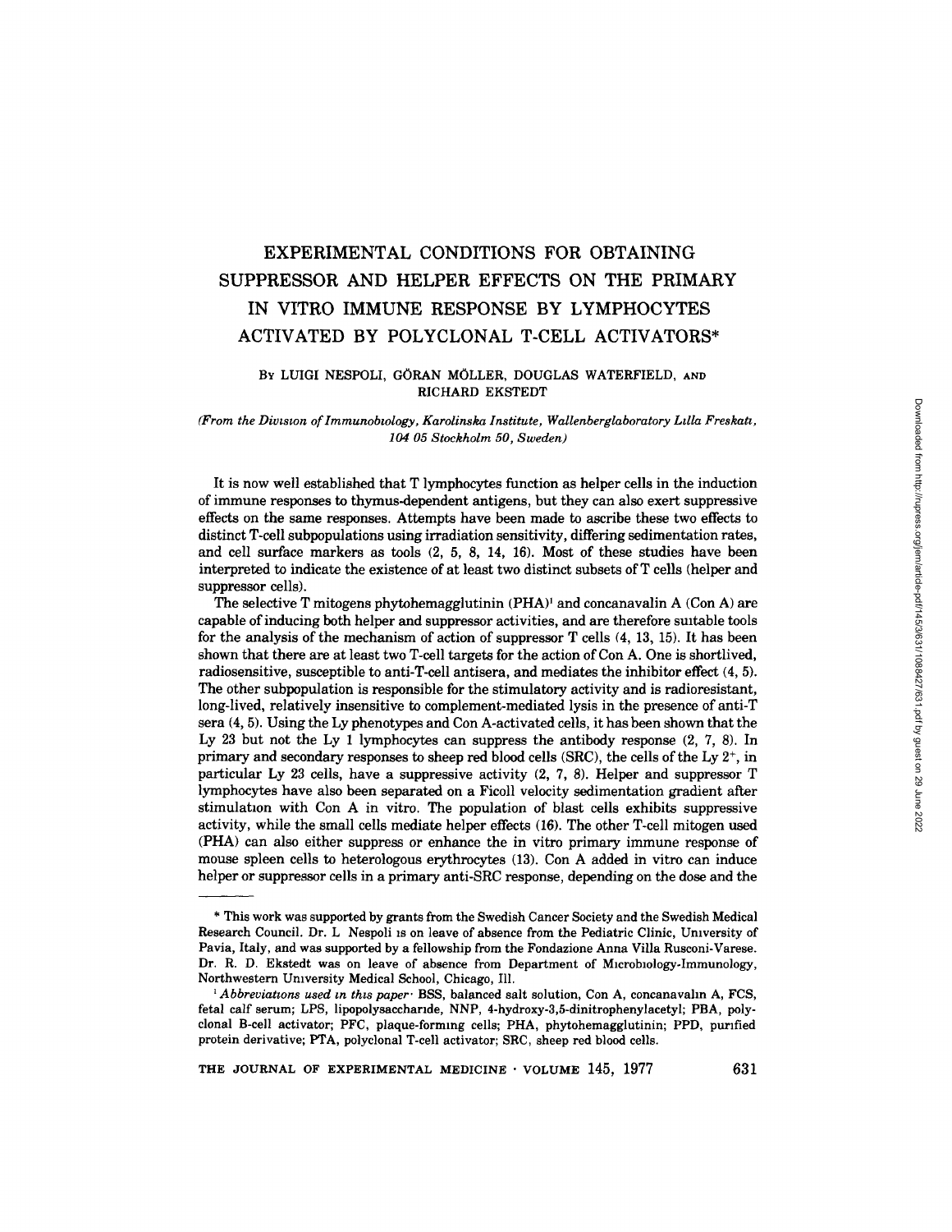# EXPERIMENTAL CONDITIONS FOR OBTAINING SUPPRESSOR AND HELPER EFFECTS ON THE PRIMARY IN VITRO IMMUNE RESPONSE BY LYMPHOCYTES ACTIVATED BY POLYCLONAL T-CELL ACTIVATORS*

By LUIGI NESPOLI, GÖRAN MÖLLER, DOUGLAS WATERFIELD, AND RICHARD EKSTEDT

*(From the Division of Immunobiology, Karolinska Institute, Wallenberglaboratory Lilla Freskati, 104 05 Stockholm 50, Sweden)*

It is now well established that T lymphocytes function as helper cells in the induction of immune responses to thymus-dependent antigens, but they can also exert suppressive effects on the same responses. Attempts have been made to ascribe these two effects to distinct T-cell subpopulations using irradiation sensitivity, differing sedimentation rates, and cell surface markers as tools (2, 5, 8, 14, 16). Most of these studies have been interpreted to indicate the existence of at least two distinct subsets of T cells (helper and suppressor cells).

The selective T mitogens phytohemagglutinin (PHA)[1] and concanavalin A (Con A) are capable of inducing both helper and suppressor activities, and are therefore suitable tools for the analysis of the mechanism of action of suppressor T cells (4, 13, 15). It has been shown that there are at least two T-cell targets for the action of Con A. One is shortlived, radiosensitive, susceptible to anti-T-cell antisera, and mediates the inhibitor effect (4, 5). The other subpopulation is responsible for the stimulatory activity and is radioresistant, long-lived, relatively insensitive to complement-mediated lysis in the presence of anti-T sera (4, 5). Using the Ly phenotypes and Con A-activated cells, it has been shown that the Ly 23 but not the Ly 1 lymphocytes can suppress the antibody response (2, 7, 8). In primary and secondary responses to sheep red blood cells (SRC), the cells of the Ly $2^+$, in particular Ly 23 cells, have a suppressive activity (2, 7, 8). Helper and suppressor T lymphocytes have also been separated on a Ficoll velocity sedimentation gradient after stimulation with Con A in vitro. The population of blast cells exhibits suppressive activity, while the small cells mediate helper effects (16). The other T-cell mitogen used (PHA) can also either suppress or enhance the in vitro primary immune response of mouse spleen cells to heterologous erythrocytes (13). Con A added in vitro can induce helper or suppressor cells in a primary anti-SRC response, depending on the dose and the

---

* This work was supported by grants from the Swedish Cancer Society and the Swedish Medical Research Council. Dr. L Nespoli is on leave of absence from the Pediatric Clinic, University of Pavia, Italy, and was supported by a fellowship from the Fondazione Anna Villa Rusconi-Varese. Dr. R. D. Ekstedt was on leave of absence from Department of Microbiology-Immunology, Northwestern University Medical School, Chicago, Ill.

[1] *Abbreviations used in this paper:* BSS, balanced salt solution, Con A, concanavalin A, FCS, fetal calf serum; LPS, lipopolysaccharide, NNP, 4-hydroxy-3,5-dinitrophenylacetyl; PBA, polyclonal B-cell activator; PFC, plaque-forming cells; PHA, phytohemagglutinin; PPD, purified protein derivative; PTA, polyclonal T-cell activator; SRC, sheep red blood cells.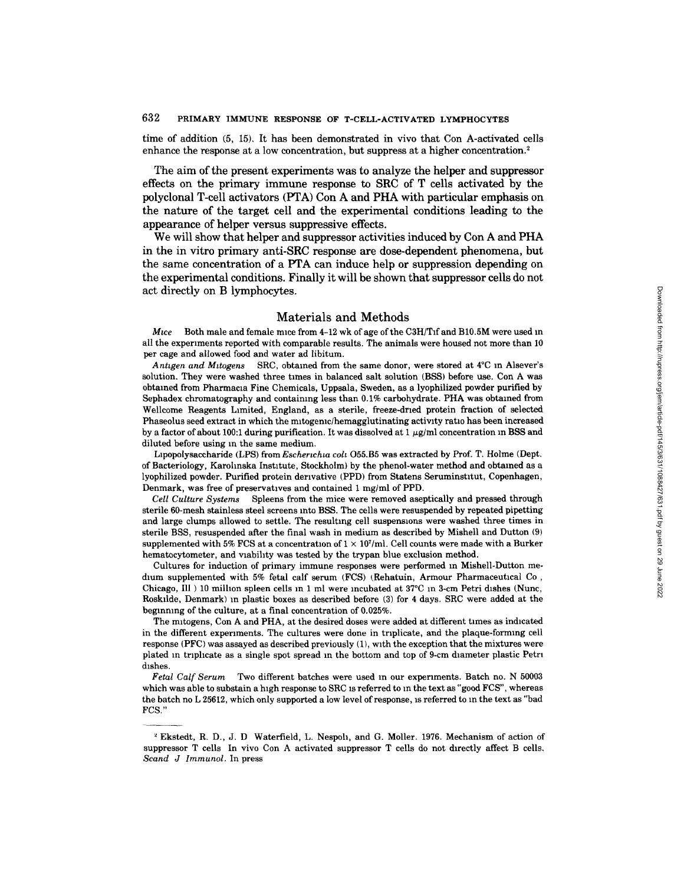time of addition (5, 15). It has been demonstrated in vivo that Con A-activated cells enhance the response at a low concentration, but suppress at a higher concentration.[2]

The aim of the present experiments was to analyze the helper and suppressor effects on the primary immune response to SRC of T cells activated by the polyclonal T-cell activators (PTA) Con A and PHA with particular emphasis on the nature of the target cell and the experimental conditions leading to the appearance of helper versus suppressive effects.

We will show that helper and suppressor activities induced by Con A and PHA in the in vitro primary anti-SRC response are dose-dependent phenomena, but the same concentration of a PTA can induce help or suppression depending on the experimental conditions. Finally it will be shown that suppressor cells do not act directly on B lymphocytes.

## Materials and Methods

*Mice* Both male and female mice from 4–12 wk of age of the C3H/Tif and B10.5M were used in all the experiments reported with comparable results. The animals were housed not more than 10 per cage and allowed food and water ad libitum.

*Antigen and Mitogens* SRC, obtained from the same donor, were stored at 4°C in Alsever's solution. They were washed three times in balanced salt solution (BSS) before use. Con A was obtained from Pharmacia Fine Chemicals, Uppsala, Sweden, as a lyophilized powder purified by Sephadex chromatography and containing less than 0.1% carbohydrate. PHA was obtained from Wellcome Reagents Limited, England, as a sterile, freeze-dried protein fraction of selected Phaseolus seed extract in which the mitogenic/hemagglutinating activity ratio has been increased by a factor of about 100:1 during purification. It was dissolved at 1 μg/ml concentration in BSS and diluted before using in the same medium.

Lipopolysaccharide (LPS) from *Escherichia coli* O55.B5 was extracted by Prof. T. Holme (Dept. of Bacteriology, Karolinska Institute, Stockholm) by the phenol-water method and obtained as a lyophilized powder. Purified protein derivative (PPD) from Statens Seruminstitut, Copenhagen, Denmark, was free of preservatives and contained 1 mg/ml of PPD.

*Cell Culture Systems* Spleens from the mice were removed aseptically and pressed through sterile 60-mesh stainless steel screens into BSS. The cells were resuspended by repeated pipetting and large clumps allowed to settle. The resulting cell suspensions were washed three times in sterile BSS, resuspended after the final wash in medium as described by Mishell and Dutton (9) supplemented with 5% FCS at a concentration of $1 \times 10^7$/ml. Cell counts were made with a Burker hematocytometer, and viability was tested by the trypan blue exclusion method.

Cultures for induction of primary immune responses were performed in Mishell-Dutton medium supplemented with 5% fetal calf serum (FCS) (Rehatuin, Armour Pharmaceutical Co., Chicago, Ill.) 10 million spleen cells in 1 ml were incubated at 37°C in 3-cm Petri dishes (Nunc, Roskilde, Denmark) in plastic boxes as described before (3) for 4 days. SRC were added at the beginning of the culture, at a final concentration of 0.025%.

The mitogens, Con A and PHA, at the desired doses were added at different times as indicated in the different experiments. The cultures were done in triplicate, and the plaque-forming cell response (PFC) was assayed as described previously (1), with the exception that the mixtures were plated in triplicate as a single spot spread in the bottom and top of 9-cm diameter plastic Petri dishes.

*Fetal Calf Serum* Two different batches were used in our experiments. Batch no. N 50003 which was able to substain a high response to SRC is referred to in the text as "good FCS", whereas the batch no L 25612, which only supported a low level of response, is referred to in the text as "bad FCS."

---

[2] Ekstedt, R. D., J. D. Waterfield, L. Nespoli, and G. Moller. 1976. Mechanism of action of suppressor T cells. In vivo Con A activated suppressor T cells do not directly affect B cells. *Scand. J. Immunol.* In press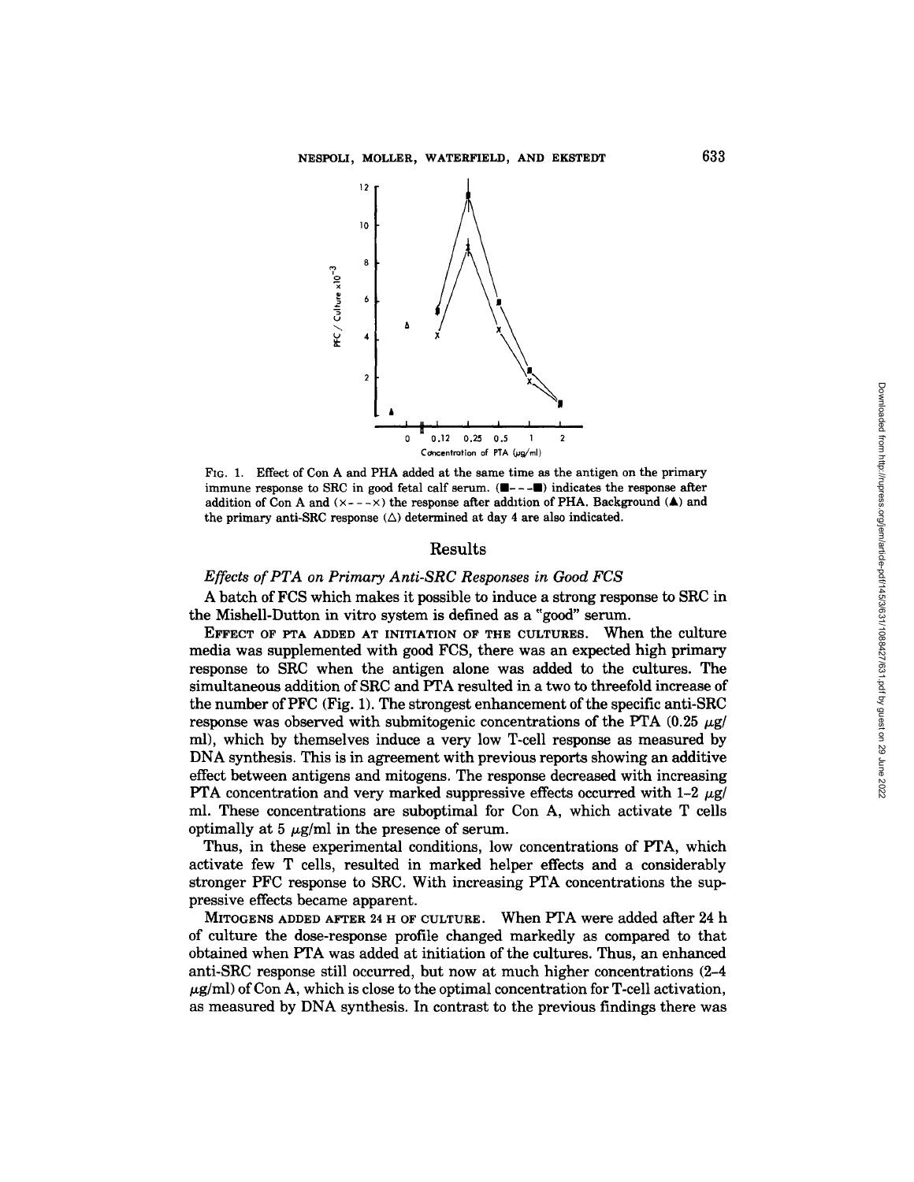FIG. 1. Effect of Con A and PHA added at the same time as the antigen on the primary immune response to SRC in good fetal calf serum. (■---■) indicates the response after addition of Con A and (×---×) the response after addition of PHA. Background (▲) and the primary anti-SRC response (△) determined at day 4 are also indicated.

## Results

### *Effects of PTA on Primary Anti-SRC Responses in Good FCS*

A batch of FCS which makes it possible to induce a strong response to SRC in the Mishell-Dutton in vitro system is defined as a "good" serum.

EFFECT OF PTA ADDED AT INITIATION OF THE CULTURES. When the culture media was supplemented with good FCS, there was an expected high primary response to SRC when the antigen alone was added to the cultures. The simultaneous addition of SRC and PTA resulted in a two to threefold increase of the number of PFC (Fig. 1). The strongest enhancement of the specific anti-SRC response was observed with submitogenic concentrations of the PTA (0.25 μg/ml), which by themselves induce a very low T-cell response as measured by DNA synthesis. This is in agreement with previous reports showing an additive effect between antigens and mitogens. The response decreased with increasing PTA concentration and very marked suppressive effects occurred with 1–2 μg/ml. These concentrations are suboptimal for Con A, which activate T cells optimally at 5 μg/ml in the presence of serum.

Thus, in these experimental conditions, low concentrations of PTA, which activate few T cells, resulted in marked helper effects and a considerably stronger PFC response to SRC. With increasing PTA concentrations the suppressive effects became apparent.

MITOGENS ADDED AFTER 24 H OF CULTURE. When PTA were added after 24 h of culture the dose-response profile changed markedly as compared to that obtained when PTA was added at initiation of the cultures. Thus, an enhanced anti-SRC response still occurred, but now at much higher concentrations (2–4 μg/ml) of Con A, which is close to the optimal concentration for T-cell activation, as measured by DNA synthesis. In contrast to the previous findings there was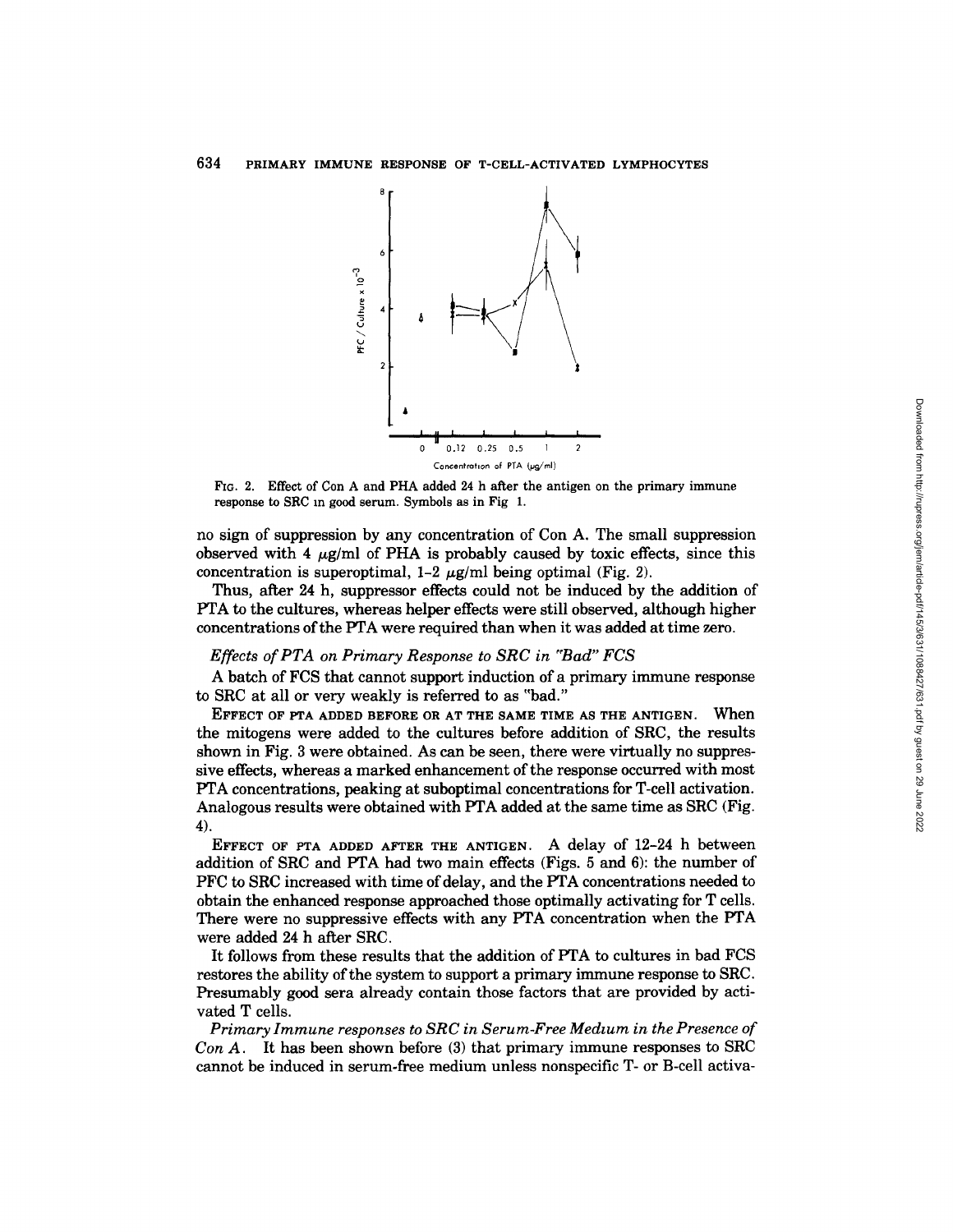FIG. 2. Effect of Con A and PHA added 24 h after the antigen on the primary immune response to SRC in good serum. Symbols as in Fig 1.

no sign of suppression by any concentration of Con A. The small suppression observed with 4 μg/ml of PHA is probably caused by toxic effects, since this concentration is superoptimal, 1–2 μg/ml being optimal (Fig. 2).

Thus, after 24 h, suppressor effects could not be induced by the addition of PTA to the cultures, whereas helper effects were still observed, although higher concentrations of the PTA were required than when it was added at time zero.

### *Effects of PTA on Primary Response to SRC in "Bad" FCS*

A batch of FCS that cannot support induction of a primary immune response to SRC at all or very weakly is referred to as "bad."

EFFECT OF PTA ADDED BEFORE OR AT THE SAME TIME AS THE ANTIGEN. When the mitogens were added to the cultures before addition of SRC, the results shown in Fig. 3 were obtained. As can be seen, there were virtually no suppressive effects, whereas a marked enhancement of the response occurred with most PTA concentrations, peaking at suboptimal concentrations for T-cell activation. Analogous results were obtained with PTA added at the same time as SRC (Fig. 4).

EFFECT OF PTA ADDED AFTER THE ANTIGEN. A delay of 12–24 h between addition of SRC and PTA had two main effects (Figs. 5 and 6): the number of PFC to SRC increased with time of delay, and the PTA concentrations needed to obtain the enhanced response approached those optimally activating for T cells. There were no suppressive effects with any PTA concentration when the PTA were added 24 h after SRC.

It follows from these results that the addition of PTA to cultures in bad FCS restores the ability of the system to support a primary immune response to SRC. Presumably good sera already contain those factors that are provided by activated T cells.

*Primary Immune responses to SRC in Serum-Free Medium in the Presence of Con A.* It has been shown before (3) that primary immune responses to SRC cannot be induced in serum-free medium unless nonspecific T- or B-cell activa-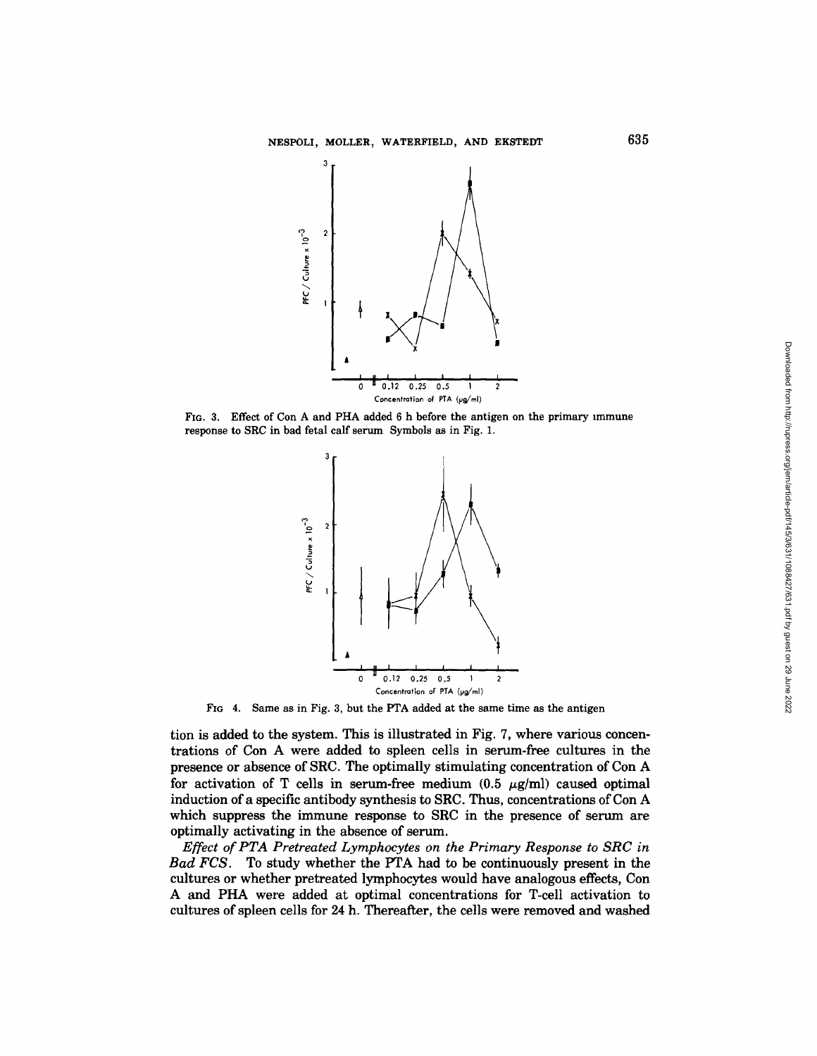FIG. 3. Effect of Con A and PHA added 6 h before the antigen on the primary immune response to SRC in bad fetal calf serum Symbols as in Fig. 1.

FIG 4. Same as in Fig. 3, but the PTA added at the same time as the antigen

tion is added to the system. This is illustrated in Fig. 7, where various concentrations of Con A were added to spleen cells in serum-free cultures in the presence or absence of SRC. The optimally stimulating concentration of Con A for activation of T cells in serum-free medium (0.5 $\mu$g/ml) caused optimal induction of a specific antibody synthesis to SRC. Thus, concentrations of Con A which suppress the immune response to SRC in the presence of serum are optimally activating in the absence of serum.

*Effect of PTA Pretreated Lymphocytes on the Primary Response to SRC in Bad FCS.* To study whether the PTA had to be continuously present in the cultures or whether pretreated lymphocytes would have analogous effects, Con A and PHA were added at optimal concentrations for T-cell activation to cultures of spleen cells for 24 h. Thereafter, the cells were removed and washed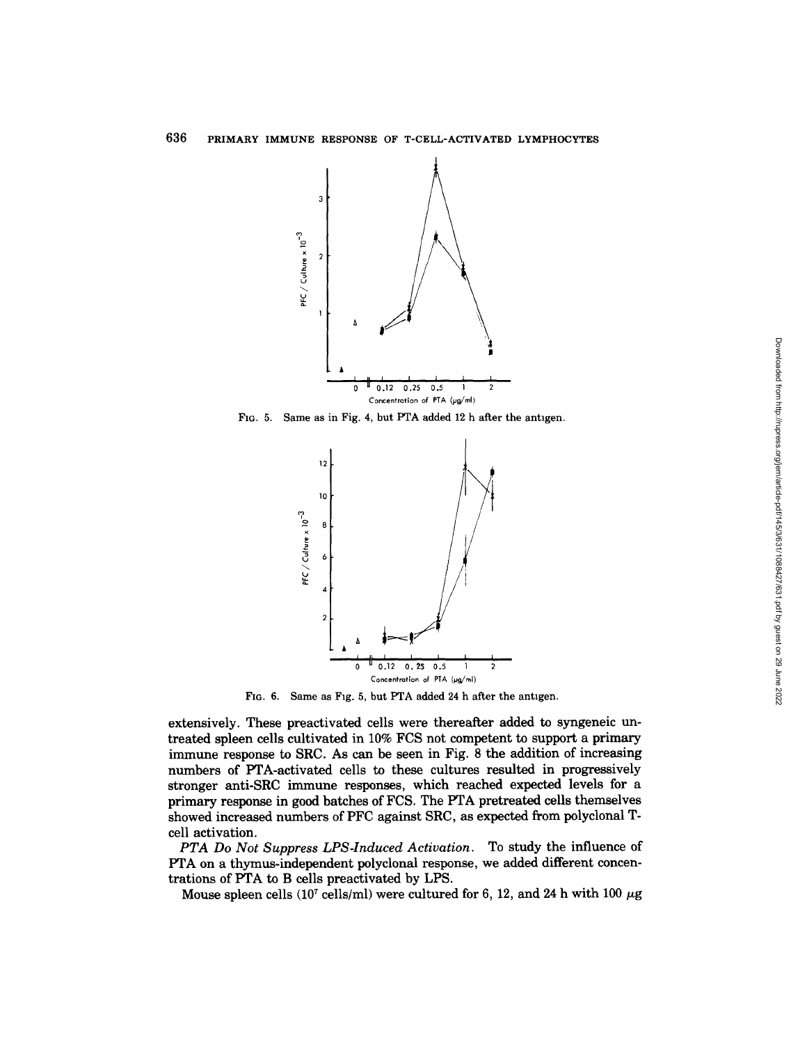FIG. 5. Same as in Fig. 4, but PTA added 12 h after the antigen.

FIG. 6. Same as Fig. 5, but PTA added 24 h after the antigen.

extensively. These preactivated cells were thereafter added to syngeneic untreated spleen cells cultivated in 10% FCS not competent to support a primary immune response to SRC. As can be seen in Fig. 8 the addition of increasing numbers of PTA-activated cells to these cultures resulted in progressively stronger anti-SRC immune responses, which reached expected levels for a primary response in good batches of FCS. The PTA pretreated cells themselves showed increased numbers of PFC against SRC, as expected from polyclonal T-cell activation.

*PTA Do Not Suppress LPS-Induced Activation.* To study the influence of PTA on a thymus-independent polyclonal response, we added different concentrations of PTA to B cells preactivated by LPS.

Mouse spleen cells ($10^7$ cells/ml) were cultured for 6, 12, and 24 h with 100 $\mu$g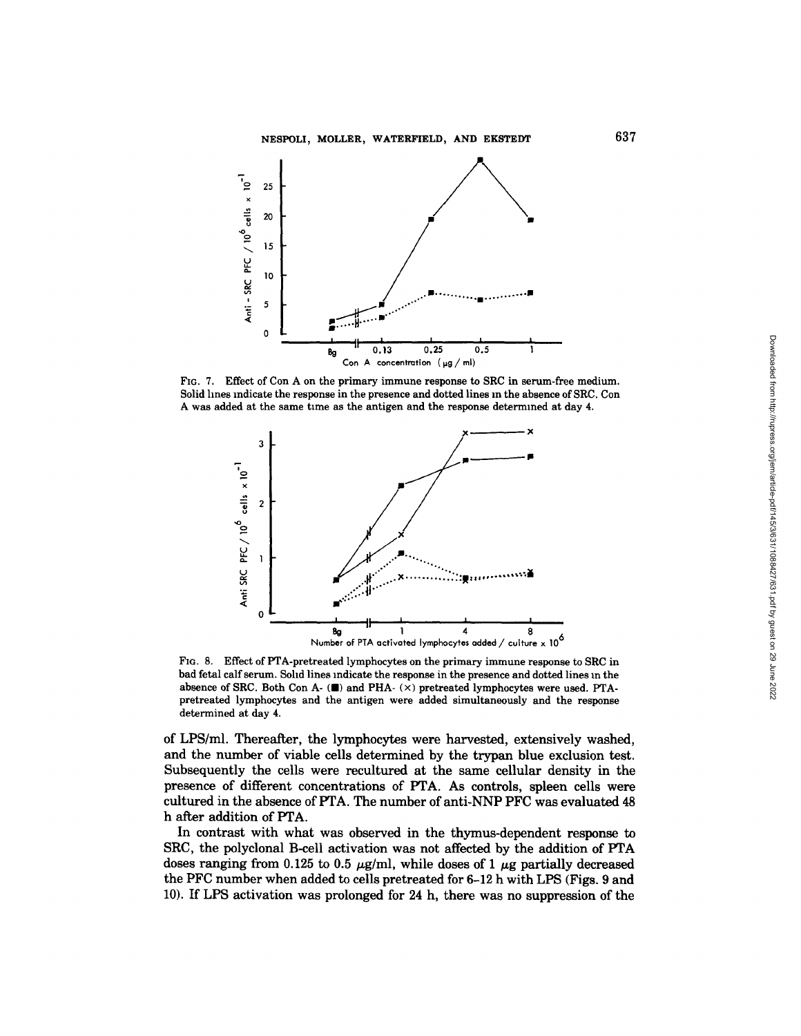FIG. 7. Effect of Con A on the primary immune response to SRC in serum-free medium. Solid lines indicate the response in the presence and dotted lines in the absence of SRC. Con A was added at the same time as the antigen and the response determined at day 4.

FIG. 8. Effect of PTA-pretreated lymphocytes on the primary immune response to SRC in bad fetal calf serum. Solid lines indicate the response in the presence and dotted lines in the absence of SRC. Both Con A- (■) and PHA- (×) pretreated lymphocytes were used. PTA-pretreated lymphocytes and the antigen were added simultaneously and the response determined at day 4.

of LPS/ml. Thereafter, the lymphocytes were harvested, extensively washed, and the number of viable cells determined by the trypan blue exclusion test. Subsequently the cells were recultured at the same cellular density in the presence of different concentrations of PTA. As controls, spleen cells were cultured in the absence of PTA. The number of anti-NNP PFC was evaluated 48 h after addition of PTA.

In contrast with what was observed in the thymus-dependent response to SRC, the polyclonal B-cell activation was not affected by the addition of PTA doses ranging from 0.125 to 0.5 $\mu$g/ml, while doses of 1 $\mu$g partially decreased the PFC number when added to cells pretreated for 6–12 h with LPS (Figs. 9 and 10). If LPS activation was prolonged for 24 h, there was no suppression of the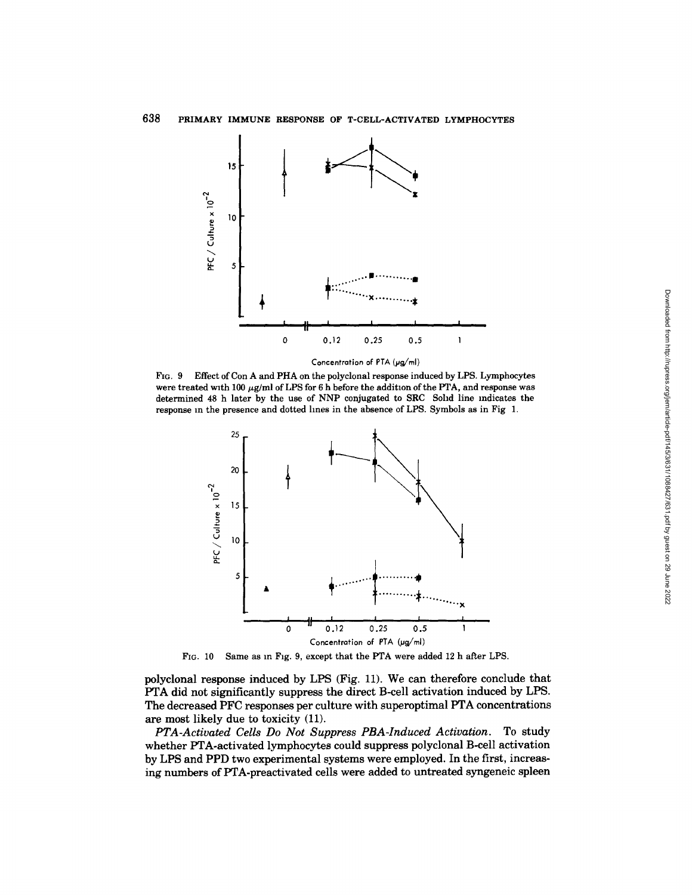FIG. 9 Effect of Con A and PHA on the polyclonal response induced by LPS. Lymphocytes were treated with 100 μg/ml of LPS for 6 h before the addition of the PTA, and response was determined 48 h later by the use of NNP conjugated to SRC Solid line indicates the response in the presence and dotted lines in the absence of LPS. Symbols as in Fig 1.

FIG. 10 Same as in Fig. 9, except that the PTA were added 12 h after LPS.

polyclonal response induced by LPS (Fig. 11). We can therefore conclude that PTA did not significantly suppress the direct B-cell activation induced by LPS. The decreased PFC responses per culture with superoptimal PTA concentrations are most likely due to toxicity (11).

*PTA-Activated Cells Do Not Suppress PBA-Induced Activation.* To study whether PTA-activated lymphocytes could suppress polyclonal B-cell activation by LPS and PPD two experimental systems were employed. In the first, increasing numbers of PTA-preactivated cells were added to untreated syngeneic spleen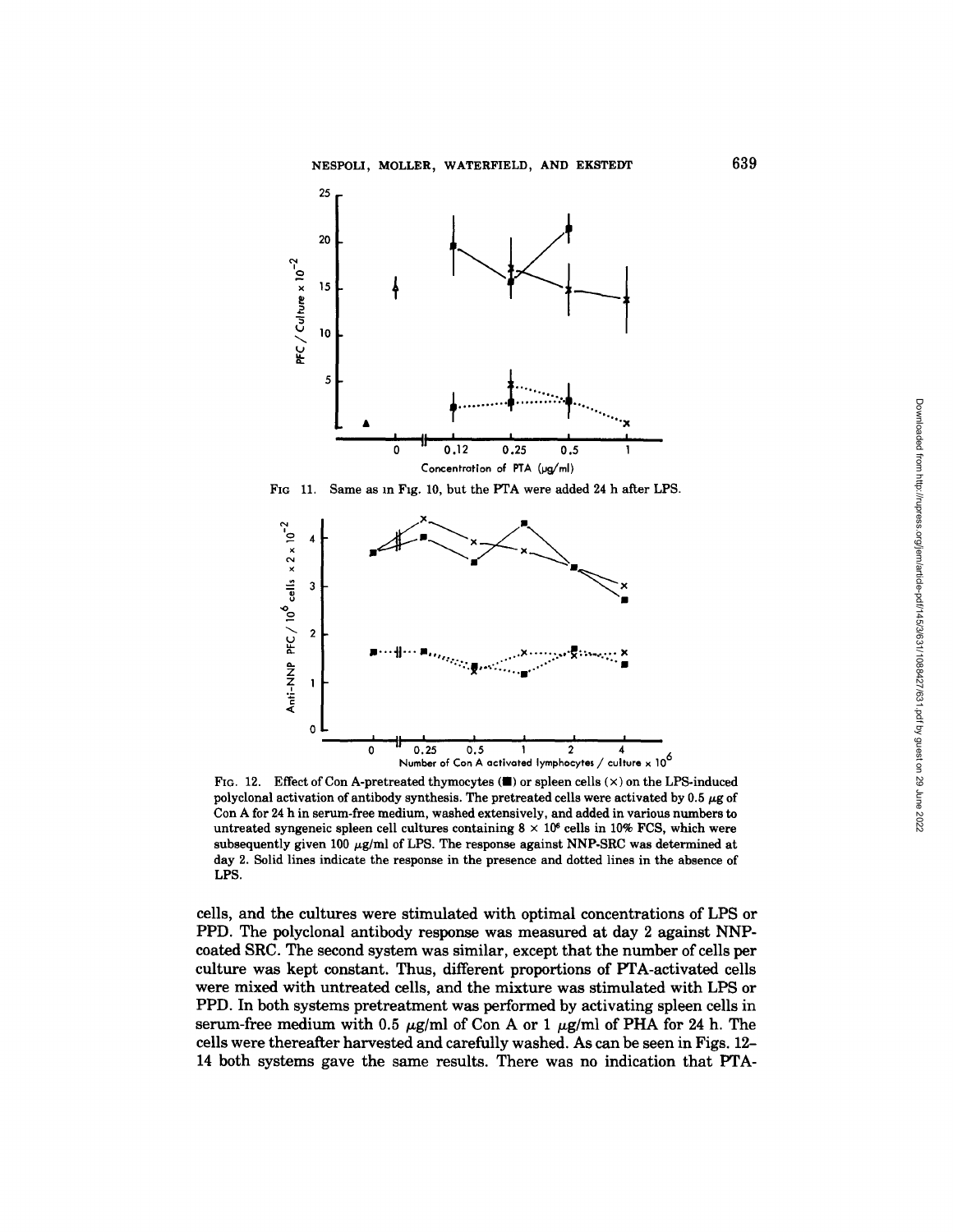FIG 11. Same as in Fig. 10, but the PTA were added 24 h after LPS.

FIG. 12. Effect of Con A-pretreated thymocytes (■) or spleen cells (×) on the LPS-induced polyclonal activation of antibody synthesis. The pretreated cells were activated by 0.5 μg of Con A for 24 h in serum-free medium, washed extensively, and added in various numbers to untreated syngeneic spleen cell cultures containing $8 \times 10^6$ cells in 10% FCS, which were subsequently given 100 μg/ml of LPS. The response against NNP-SRC was determined at day 2. Solid lines indicate the response in the presence and dotted lines in the absence of LPS.

cells, and the cultures were stimulated with optimal concentrations of LPS or PPD. The polyclonal antibody response was measured at day 2 against NNP-coated SRC. The second system was similar, except that the number of cells per culture was kept constant. Thus, different proportions of PTA-activated cells were mixed with untreated cells, and the mixture was stimulated with LPS or PPD. In both systems pretreatment was performed by activating spleen cells in serum-free medium with 0.5 μg/ml of Con A or 1 μg/ml of PHA for 24 h. The cells were thereafter harvested and carefully washed. As can be seen in Figs. 12–14 both systems gave the same results. There was no indication that PTA-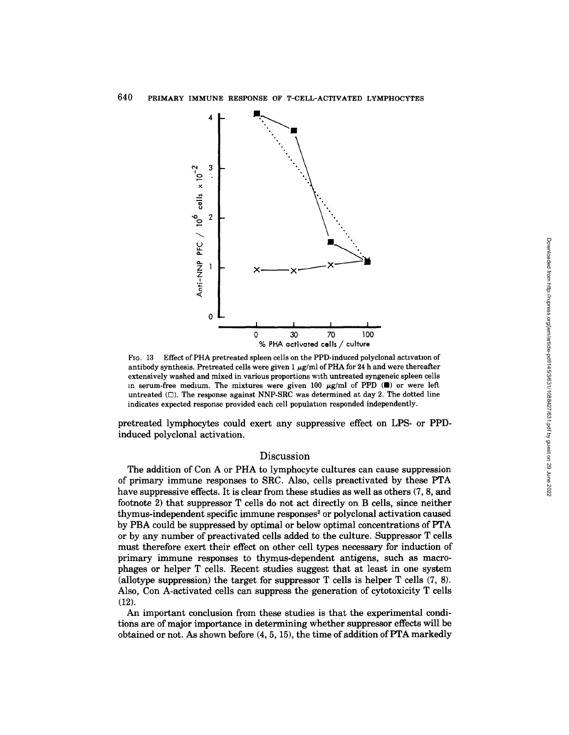FIG. 13 Effect of PHA pretreated spleen cells on the PPD-induced polyclonal activation of antibody synthesis. Pretreated cells were given 1 $\mu$g/ml of PHA for 24 h and were thereafter extensively washed and mixed in various proportions with untreated syngeneic spleen cells in serum-free medium. The mixtures were given 100 $\mu$g/ml of PPD (■) or were left untreated (□). The response against NNP-SRC was determined at day 2. The dotted line indicates expected response provided each cell population responded independently.

pretreated lymphocytes could exert any suppressive effect on LPS- or PPD-induced polyclonal activation.

## Discussion

The addition of Con A or PHA to lymphocyte cultures can cause suppression of primary immune responses to SRC. Also, cells preactivated by these PTA have suppressive effects. It is clear from these studies as well as others (7, 8, and footnote 2) that suppressor T cells do not act directly on B cells, since neither thymus-independent specific immune responses[2] or polyclonal activation caused by PBA could be suppressed by optimal or below optimal concentrations of PTA or by any number of preactivated cells added to the culture. Suppressor T cells must therefore exert their effect on other cell types necessary for induction of primary immune responses to thymus-dependent antigens, such as macrophages or helper T cells. Recent studies suggest that at least in one system (allotype suppression) the target for suppressor T cells is helper T cells (7, 8). Also, Con A-activated cells can suppress the generation of cytotoxicity T cells (12).

An important conclusion from these studies is that the experimental conditions are of major importance in determining whether suppressor effects will be obtained or not. As shown before (4, 5, 15), the time of addition of PTA markedly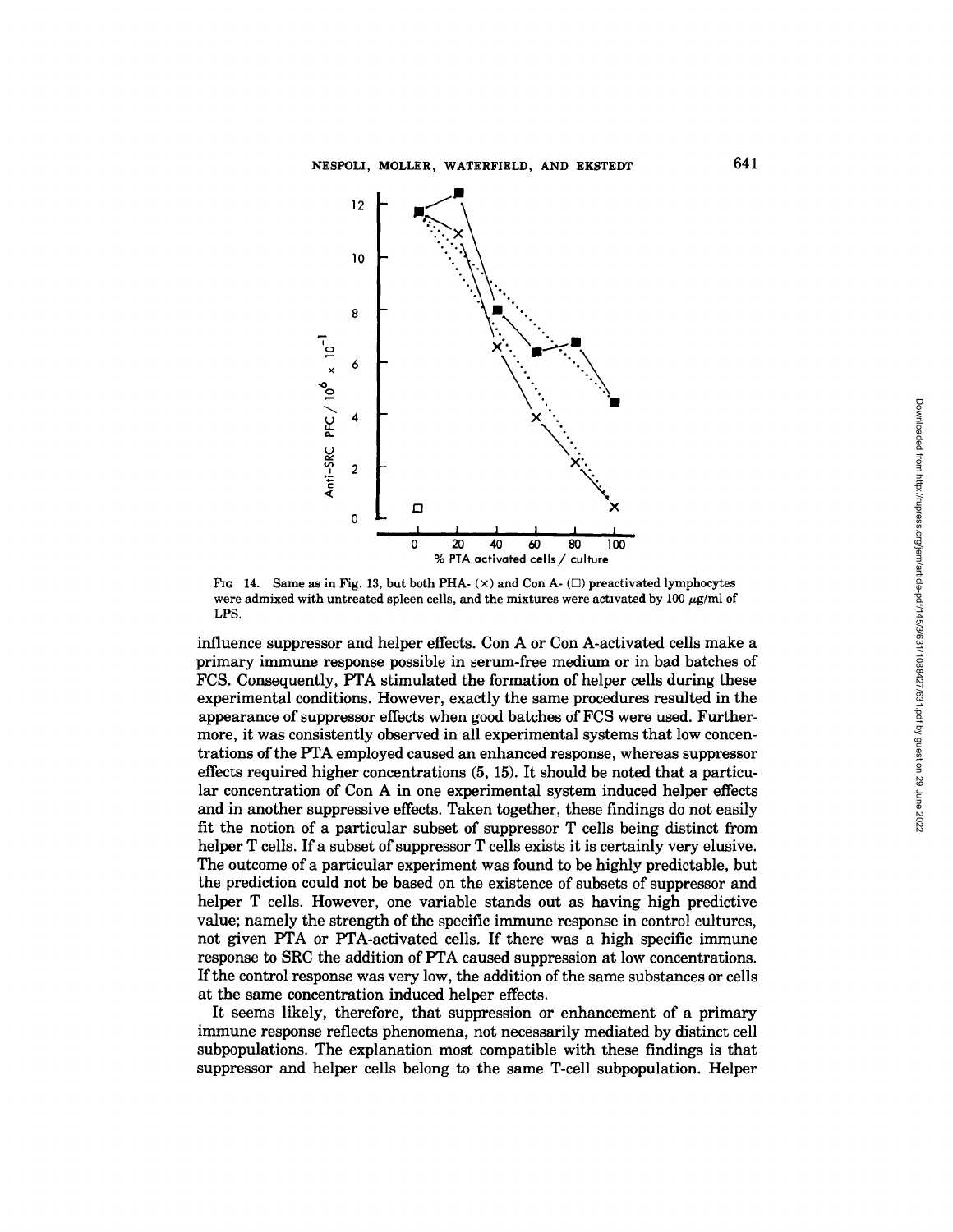FIG 14. Same as in Fig. 13, but both PHA- (×) and Con A- (□) preactivated lymphocytes were admixed with untreated spleen cells, and the mixtures were activated by 100 μg/ml of LPS.

influence suppressor and helper effects. Con A or Con A-activated cells make a primary immune response possible in serum-free medium or in bad batches of FCS. Consequently, PTA stimulated the formation of helper cells during these experimental conditions. However, exactly the same procedures resulted in the appearance of suppressor effects when good batches of FCS were used. Furthermore, it was consistently observed in all experimental systems that low concentrations of the PTA employed caused an enhanced response, whereas suppressor effects required higher concentrations (5, 15). It should be noted that a particular concentration of Con A in one experimental system induced helper effects and in another suppressive effects. Taken together, these findings do not easily fit the notion of a particular subset of suppressor T cells being distinct from helper T cells. If a subset of suppressor T cells exists it is certainly very elusive. The outcome of a particular experiment was found to be highly predictable, but the prediction could not be based on the existence of subsets of suppressor and helper T cells. However, one variable stands out as having high predictive value; namely the strength of the specific immune response in control cultures, not given PTA or PTA-activated cells. If there was a high specific immune response to SRC the addition of PTA caused suppression at low concentrations. If the control response was very low, the addition of the same substances or cells at the same concentration induced helper effects.

It seems likely, therefore, that suppression or enhancement of a primary immune response reflects phenomena, not necessarily mediated by distinct cell subpopulations. The explanation most compatible with these findings is that suppressor and helper cells belong to the same T-cell subpopulation. Helper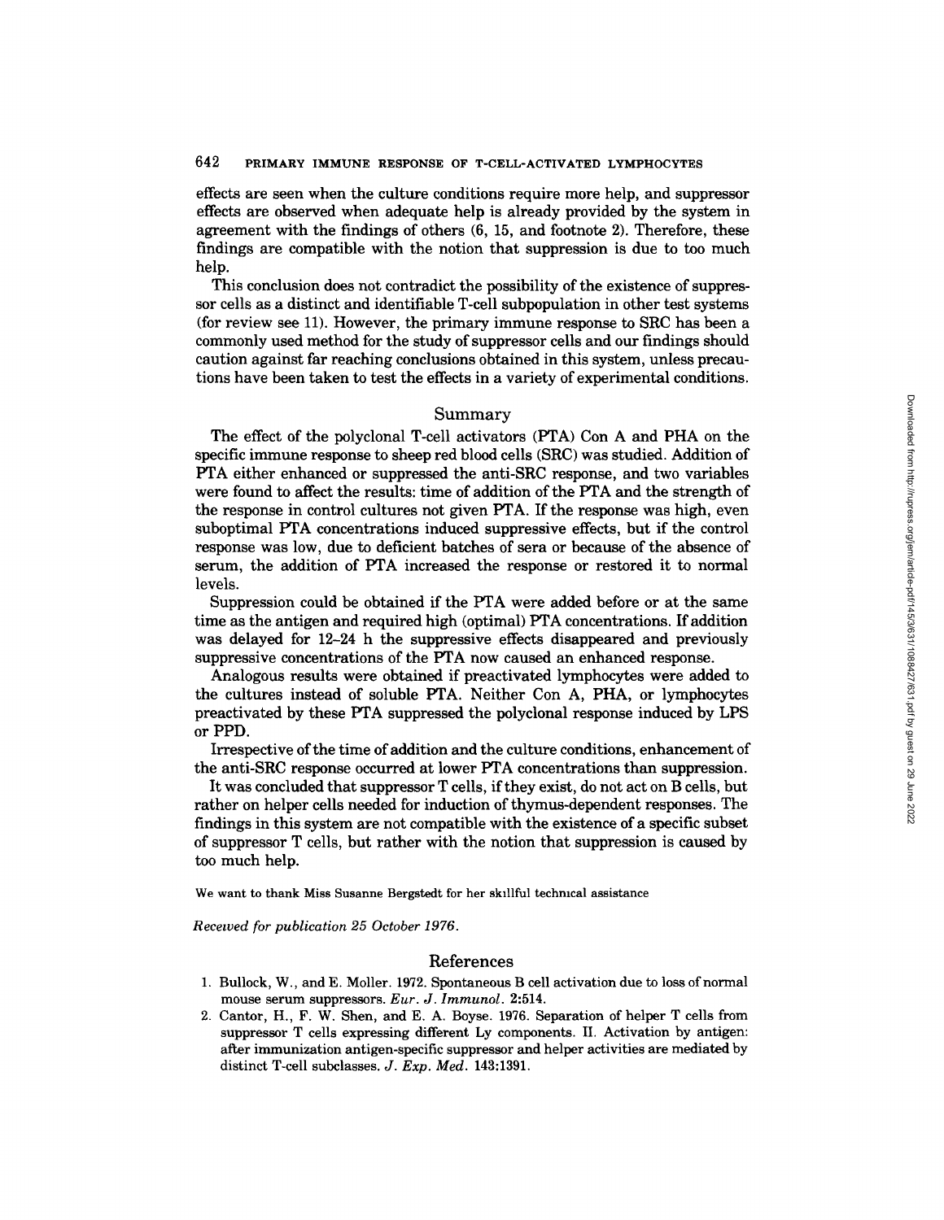effects are seen when the culture conditions require more help, and suppressor effects are observed when adequate help is already provided by the system in agreement with the findings of others (6, 15, and footnote 2). Therefore, these findings are compatible with the notion that suppression is due to too much help.

This conclusion does not contradict the possibility of the existence of suppressor cells as a distinct and identifiable T-cell subpopulation in other test systems (for review see 11). However, the primary immune response to SRC has been a commonly used method for the study of suppressor cells and our findings should caution against far reaching conclusions obtained in this system, unless precautions have been taken to test the effects in a variety of experimental conditions.

## Summary

The effect of the polyclonal T-cell activators (PTA) Con A and PHA on the specific immune response to sheep red blood cells (SRC) was studied. Addition of PTA either enhanced or suppressed the anti-SRC response, and two variables were found to affect the results: time of addition of the PTA and the strength of the response in control cultures not given PTA. If the response was high, even suboptimal PTA concentrations induced suppressive effects, but if the control response was low, due to deficient batches of sera or because of the absence of serum, the addition of PTA increased the response or restored it to normal levels.

Suppression could be obtained if the PTA were added before or at the same time as the antigen and required high (optimal) PTA concentrations. If addition was delayed for 12–24 h the suppressive effects disappeared and previously suppressive concentrations of the PTA now caused an enhanced response.

Analogous results were obtained if preactivated lymphocytes were added to the cultures instead of soluble PTA. Neither Con A, PHA, or lymphocytes preactivated by these PTA suppressed the polyclonal response induced by LPS or PPD.

Irrespective of the time of addition and the culture conditions, enhancement of the anti-SRC response occurred at lower PTA concentrations than suppression.

It was concluded that suppressor T cells, if they exist, do not act on B cells, but rather on helper cells needed for induction of thymus-dependent responses. The findings in this system are not compatible with the existence of a specific subset of suppressor T cells, but rather with the notion that suppression is caused by too much help.

We want to thank Miss Susanne Bergstedt for her skillful technical assistance

*Received for publication 25 October 1976.*

## References

1. Bullock, W., and E. Moller. 1972. Spontaneous B cell activation due to loss of normal mouse serum suppressors. *Eur. J. Immunol.* 2:514.
2. Cantor, H., F. W. Shen, and E. A. Boyse. 1976. Separation of helper T cells from suppressor T cells expressing different Ly components. II. Activation by antigen: after immunization antigen-specific suppressor and helper activities are mediated by distinct T-cell subclasses. *J. Exp. Med.* 143:1391.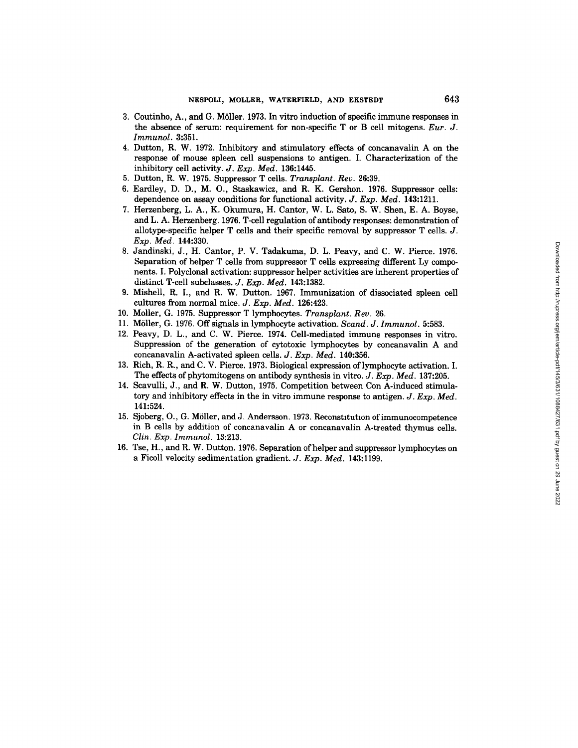3. Coutinho, A., and G. Möller. 1973. In vitro induction of specific immune responses in the absence of serum: requirement for non-specific T or B cell mitogens. *Eur. J. Immunol.* 3:351.
4. Dutton, R. W. 1972. Inhibitory and stimulatory effects of concanavalin A on the response of mouse spleen cell suspensions to antigen. I. Characterization of the inhibitory cell activity. *J. Exp. Med.* 136:1445.
5. Dutton, R. W. 1975. Suppressor T cells. *Transplant. Rev.* 26:39.
6. Eardley, D. D., M. O., Staskawicz, and R. K. Gershon. 1976. Suppressor cells: dependence on assay conditions for functional activity. *J. Exp. Med.* 143:1211.
7. Herzenberg, L. A., K. Okumura, H. Cantor, W. L. Sato, S. W. Shen, E. A. Boyse, and L. A. Herzenberg. 1976. T-cell regulation of antibody responses: demonstration of allotype-specific helper T cells and their specific removal by suppressor T cells. *J. Exp. Med.* 144:330.
8. Jandinski, J., H. Cantor, P. V. Tadakuma, D. L. Peavy, and C. W. Pierce. 1976. Separation of helper T cells from suppressor T cells expressing different Ly components. I. Polyclonal activation: suppressor helper activities are inherent properties of distinct T-cell subclasses. *J. Exp. Med.* 143:1382.
9. Mishell, R. I., and R. W. Dutton. 1967. Immunization of dissociated spleen cell cultures from normal mice. *J. Exp. Med.* 126:423.
10. Moller, G. 1975. Suppressor T lymphocytes. *Transplant. Rev.* 26.
11. Möller, G. 1976. Off signals in lymphocyte activation. *Scand. J. Immunol.* 5:583.
12. Peavy, D. L., and C. W. Pierce. 1974. Cell-mediated immune responses in vitro. Suppression of the generation of cytotoxic lymphocytes by concanavalin A and concanavalin A-activated spleen cells. *J. Exp. Med.* 140:356.
13. Rich, R. R., and C. V. Pierce. 1973. Biological expression of lymphocyte activation. I. The effects of phytomitogens on antibody synthesis in vitro. *J. Exp. Med.* 137:205.
14. Scavulli, J., and R. W. Dutton, 1975. Competition between Con A-induced stimulatory and inhibitory effects in the in vitro immune response to antigen. *J. Exp. Med.* 141:524.
15. Sjoberg, O., G. Möller, and J. Andersson. 1973. Reconstitution of immunocompetence in B cells by addition of concanavalin A or concanavalin A-treated thymus cells. *Clin. Exp. Immunol.* 13:213.
16. Tse, H., and R. W. Dutton. 1976. Separation of helper and suppressor lymphocytes on a Ficoll velocity sedimentation gradient. *J. Exp. Med.* 143:1199.